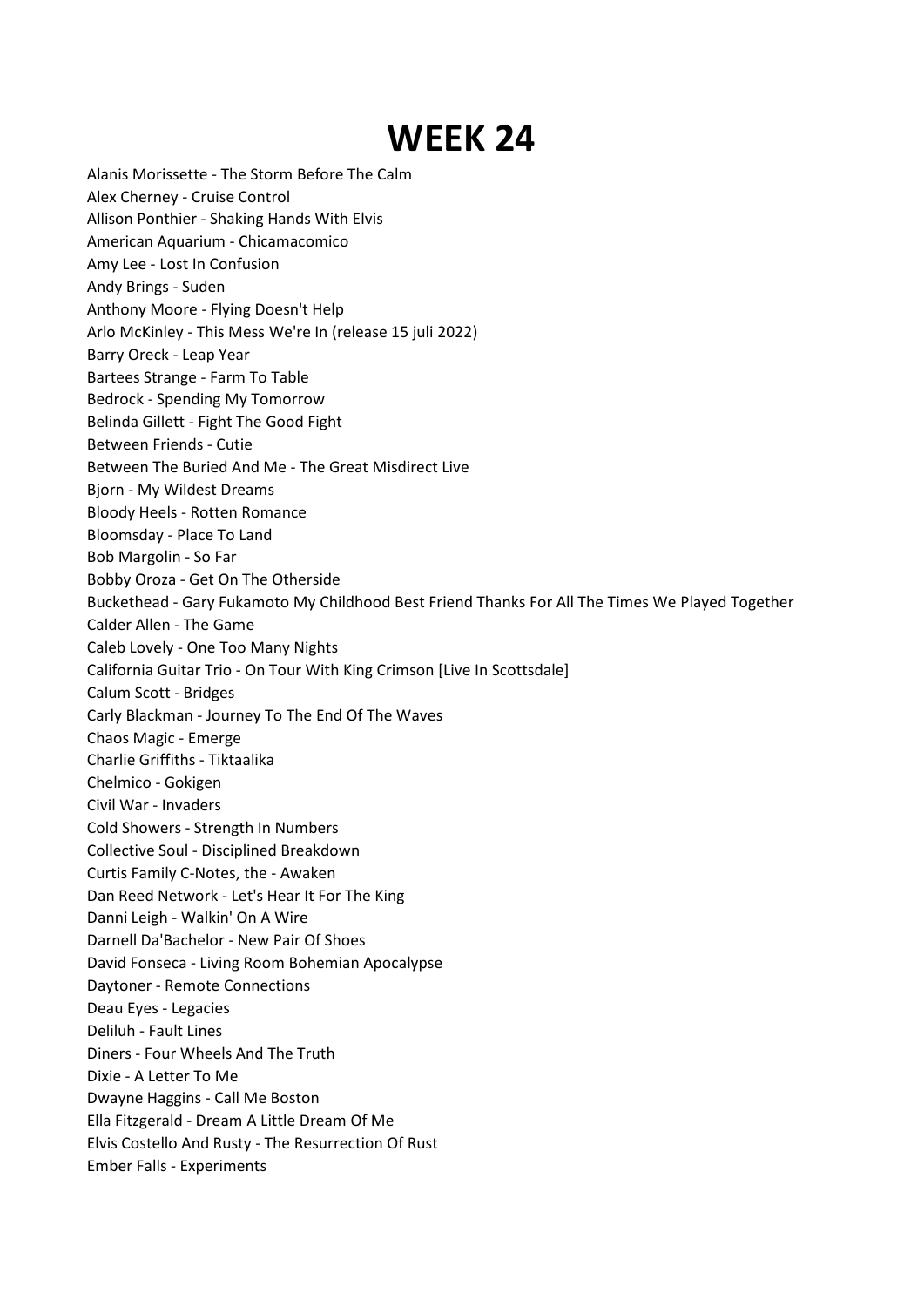# WEEK 24

Alanis Morissette - The Storm Before The Calm
Alex Cherney - Cruise Control
Allison Ponthier - Shaking Hands With Elvis
American Aquarium - Chicamacomico
Amy Lee - Lost In Confusion
Andy Brings - Suden
Anthony Moore - Flying Doesn't Help
Arlo McKinley - This Mess We're In (release 15 juli 2022)
Barry Oreck - Leap Year
Bartees Strange - Farm To Table
Bedrock - Spending My Tomorrow
Belinda Gillett - Fight The Good Fight
Between Friends - Cutie
Between The Buried And Me - The Great Misdirect Live
Bjorn - My Wildest Dreams
Bloody Heels - Rotten Romance
Bloomsday - Place To Land
Bob Margolin - So Far
Bobby Oroza - Get On The Otherside
Buckethead - Gary Fukamoto My Childhood Best Friend Thanks For All The Times We Played Together
Calder Allen - The Game
Caleb Lovely - One Too Many Nights
California Guitar Trio - On Tour With King Crimson [Live In Scottsdale]
Calum Scott - Bridges
Carly Blackman - Journey To The End Of The Waves
Chaos Magic - Emerge
Charlie Griffiths - Tiktaalika
Chelmico - Gokigen
Civil War - Invaders
Cold Showers - Strength In Numbers
Collective Soul - Disciplined Breakdown
Curtis Family C-Notes, the - Awaken
Dan Reed Network - Let's Hear It For The King
Danni Leigh - Walkin' On A Wire
Darnell Da'Bachelor - New Pair Of Shoes
David Fonseca - Living Room Bohemian Apocalypse
Daytoner - Remote Connections
Deau Eyes - Legacies
Deliluh - Fault Lines
Diners - Four Wheels And The Truth
Dixie - A Letter To Me
Dwayne Haggins - Call Me Boston
Ella Fitzgerald - Dream A Little Dream Of Me
Elvis Costello And Rusty - The Resurrection Of Rust
Ember Falls - Experiments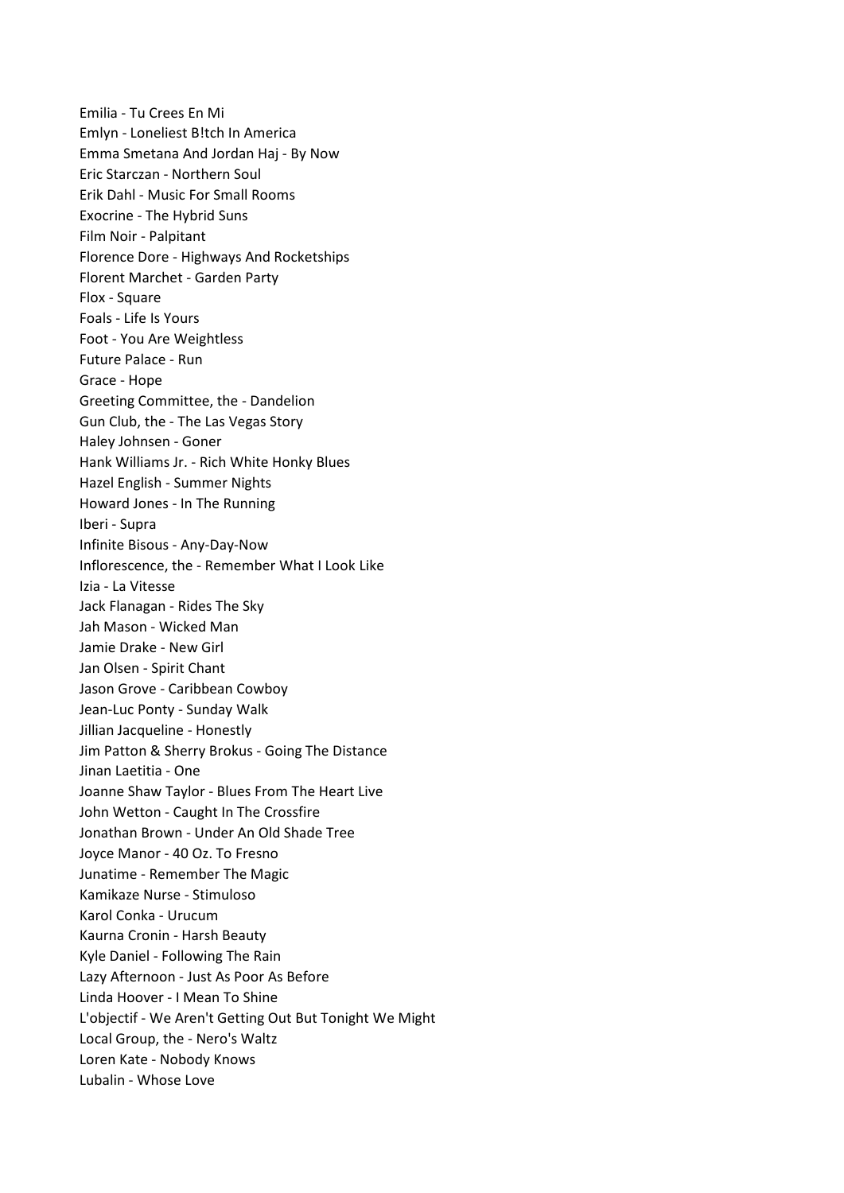Emilia - Tu Crees En Mi
Emlyn - Loneliest B!tch In America
Emma Smetana And Jordan Haj - By Now
Eric Starczan - Northern Soul
Erik Dahl - Music For Small Rooms
Exocrine - The Hybrid Suns
Film Noir - Palpitant
Florence Dore - Highways And Rocketships
Florent Marchet - Garden Party
Flox - Square
Foals - Life Is Yours
Foot - You Are Weightless
Future Palace - Run
Grace - Hope
Greeting Committee, the - Dandelion
Gun Club, the - The Las Vegas Story
Haley Johnsen - Goner
Hank Williams Jr. - Rich White Honky Blues
Hazel English - Summer Nights
Howard Jones - In The Running
Iberi - Supra
Infinite Bisous - Any-Day-Now
Inflorescence, the - Remember What I Look Like
Izia - La Vitesse
Jack Flanagan - Rides The Sky
Jah Mason - Wicked Man
Jamie Drake - New Girl
Jan Olsen - Spirit Chant
Jason Grove - Caribbean Cowboy
Jean-Luc Ponty - Sunday Walk
Jillian Jacqueline - Honestly
Jim Patton & Sherry Brokus - Going The Distance
Jinan Laetitia - One
Joanne Shaw Taylor - Blues From The Heart Live
John Wetton - Caught In The Crossfire
Jonathan Brown - Under An Old Shade Tree
Joyce Manor - 40 Oz. To Fresno
Junatime - Remember The Magic
Kamikaze Nurse - Stimuloso
Karol Conka - Urucum
Kaurna Cronin - Harsh Beauty
Kyle Daniel - Following The Rain
Lazy Afternoon - Just As Poor As Before
Linda Hoover - I Mean To Shine
L'objectif - We Aren't Getting Out But Tonight We Might
Local Group, the - Nero's Waltz
Loren Kate - Nobody Knows
Lubalin - Whose Love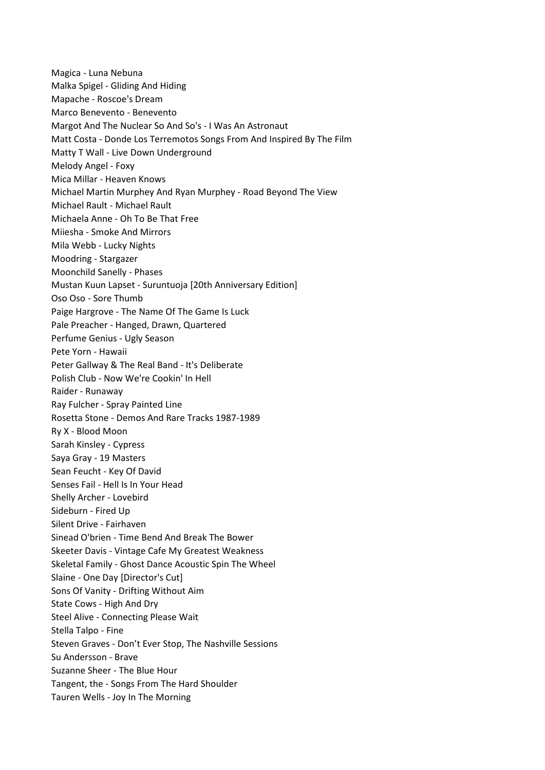Magica - Luna Nebuna
Malka Spigel - Gliding And Hiding
Mapache - Roscoe's Dream
Marco Benevento - Benevento
Margot And The Nuclear So And So's - I Was An Astronaut
Matt Costa - Donde Los Terremotos Songs From And Inspired By The Film
Matty T Wall - Live Down Underground
Melody Angel - Foxy
Mica Millar - Heaven Knows
Michael Martin Murphey And Ryan Murphey - Road Beyond The View
Michael Rault - Michael Rault
Michaela Anne - Oh To Be That Free
Miiesha - Smoke And Mirrors
Mila Webb - Lucky Nights
Moodring - Stargazer
Moonchild Sanelly - Phases
Mustan Kuun Lapset - Suruntuoja [20th Anniversary Edition]
Oso Oso - Sore Thumb
Paige Hargrove - The Name Of The Game Is Luck
Pale Preacher - Hanged, Drawn, Quartered
Perfume Genius - Ugly Season
Pete Yorn - Hawaii
Peter Gallway & The Real Band - It's Deliberate
Polish Club - Now We're Cookin' In Hell
Raider - Runaway
Ray Fulcher - Spray Painted Line
Rosetta Stone - Demos And Rare Tracks 1987-1989
Ry X - Blood Moon
Sarah Kinsley - Cypress
Saya Gray - 19 Masters
Sean Feucht - Key Of David
Senses Fail - Hell Is In Your Head
Shelly Archer - Lovebird
Sideburn - Fired Up
Silent Drive - Fairhaven
Sinead O'brien - Time Bend And Break The Bower
Skeeter Davis - Vintage Cafe My Greatest Weakness
Skeletal Family - Ghost Dance Acoustic Spin The Wheel
Slaine - One Day [Director's Cut]
Sons Of Vanity - Drifting Without Aim
State Cows - High And Dry
Steel Alive - Connecting Please Wait
Stella Talpo - Fine
Steven Graves - Don't Ever Stop, The Nashville Sessions
Su Andersson - Brave
Suzanne Sheer - The Blue Hour
Tangent, the - Songs From The Hard Shoulder
Tauren Wells - Joy In The Morning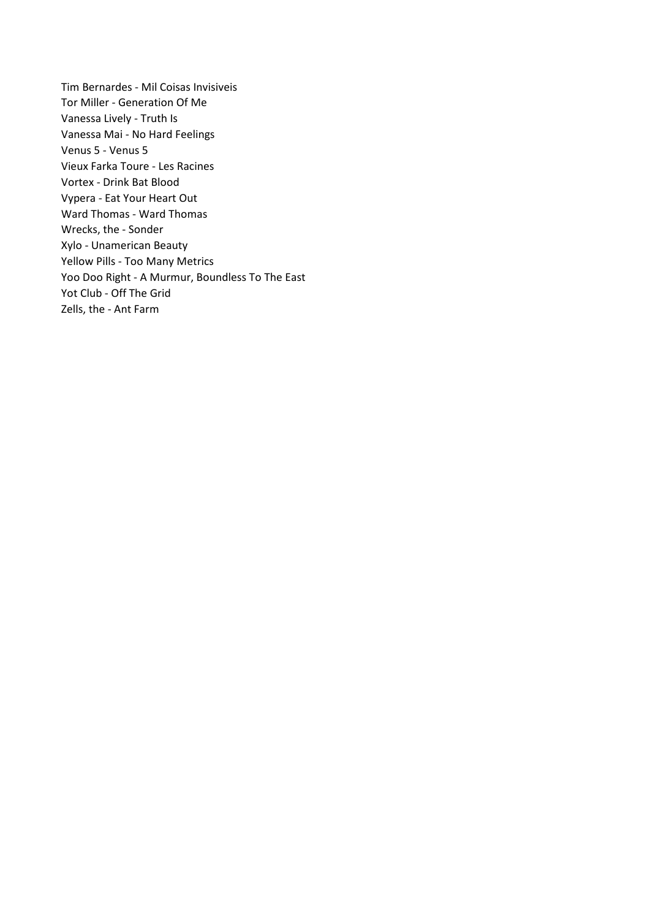Tim Bernardes - Mil Coisas Invisiveis
Tor Miller - Generation Of Me
Vanessa Lively - Truth Is
Vanessa Mai - No Hard Feelings
Venus 5 - Venus 5
Vieux Farka Toure - Les Racines
Vortex - Drink Bat Blood
Vypera - Eat Your Heart Out
Ward Thomas - Ward Thomas
Wrecks, the - Sonder
Xylo - Unamerican Beauty
Yellow Pills - Too Many Metrics
Yoo Doo Right - A Murmur, Boundless To The East
Yot Club - Off The Grid
Zells, the - Ant Farm